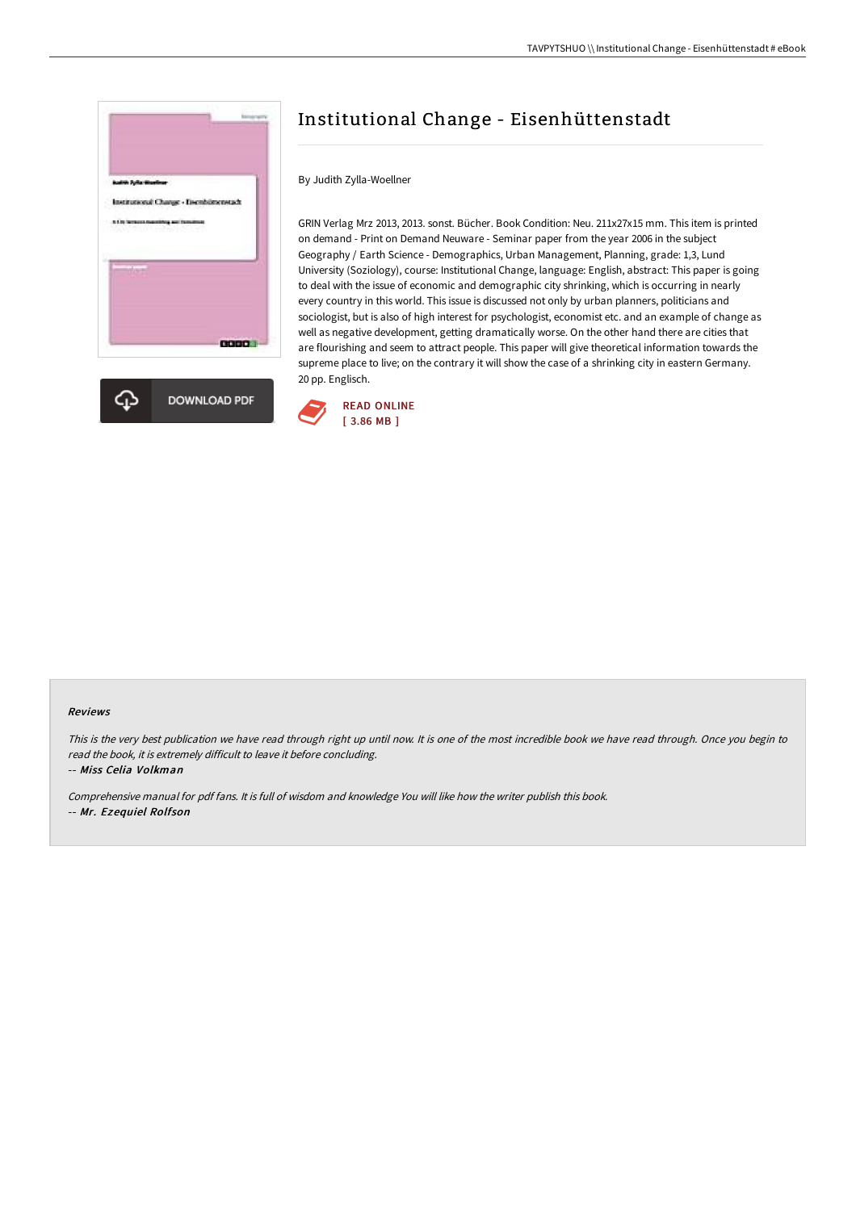# Institutional Change - Eisenhüttenstadt

By Judith Zylla-Woellner

GRIN Verlag Mrz 2013, 2013. sonst. Bücher. Book Condition: Neu. 211x27x15 mm. This item is printed on demand - Print on Demand Neuware - Seminar paper from the year 2006 in the subject Geography / Earth Science - Demographics, Urban Management, Planning, grade: 1,3, Lund University (Soziology), course: Institutional Change, language: English, abstract: This paper is going to deal with the issue of economic and demographic city shrinking, which is occurring in nearly every country in this world. This issue is discussed not only by urban planners, politicians and sociologist, but is also of high interest for psychologist, economist etc. and an example of change as well as negative development, getting dramatically worse. On the other hand there are cities that are flourishing and seem to attract people. This paper will give theoretical information towards the supreme place to live; on the contrary it will show the case of a shrinking city in eastern Germany. 20 pp. Englisch.

DOWNLOAD PDF

READ ONLINE
[ 3.86 MB ]

### Reviews

*This is the very best publication we have read through right up until now. It is one of the most incredible book we have read through. Once you begin to read the book, it is extremely difficult to leave it before concluding.*

-- *Miss Celia Volkman*

*Comprehensive manual for pdf fans. It is full of wisdom and knowledge You will like how the writer publish this book.*

-- *Mr. Ezequiel Rolfson*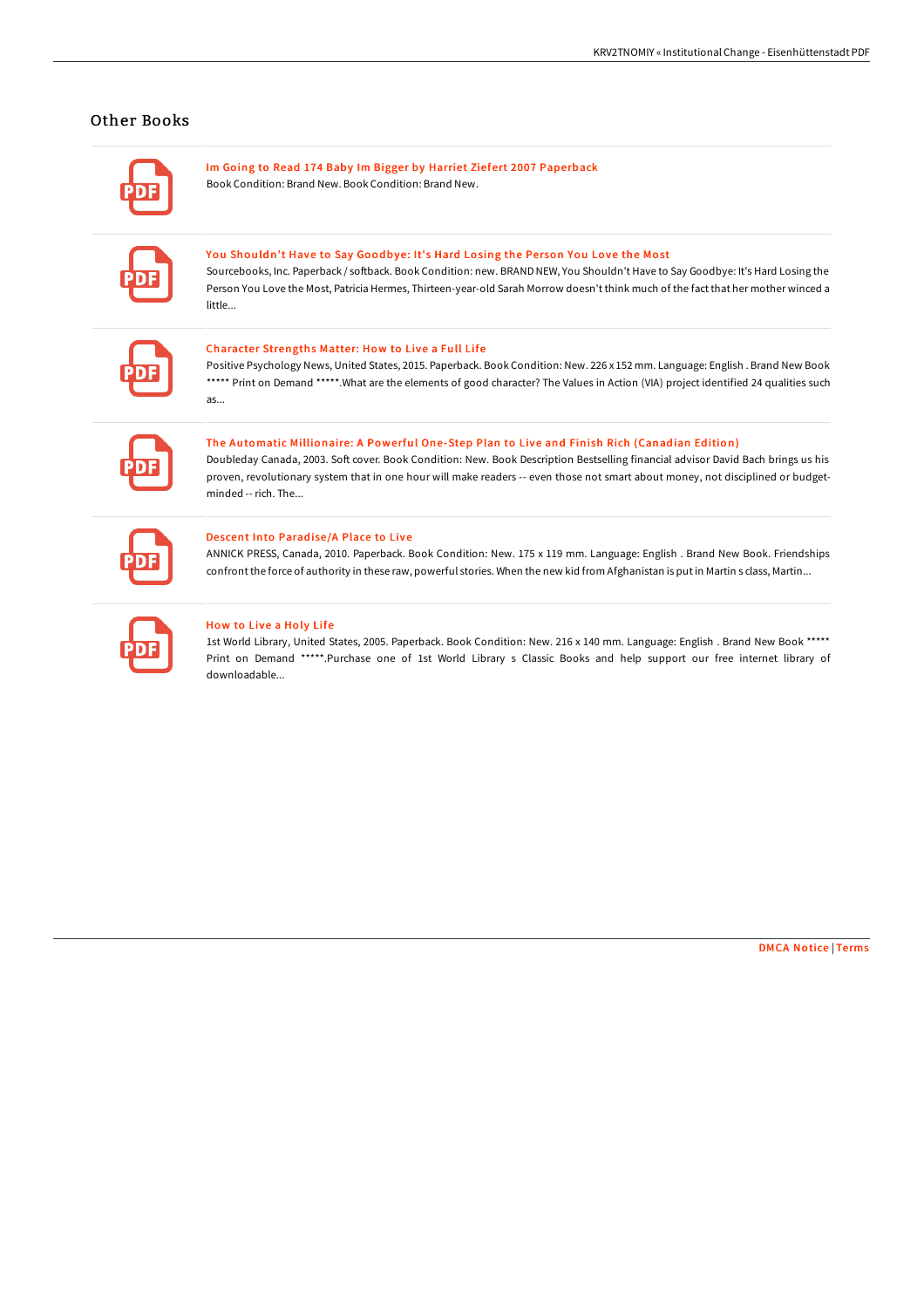## Other Books

**Im Going to Read 174 Baby Im Bigger by Harriet Ziefert 2007 Paperback**
Book Condition: Brand New. Book Condition: Brand New.

**You Shouldn't Have to Say Goodbye: It's Hard Losing the Person You Love the Most**
Sourcebooks, Inc. Paperback / softback. Book Condition: new. BRAND NEW, You Shouldn't Have to Say Goodbye: It's Hard Losing the Person You Love the Most, Patricia Hermes, Thirteen-year-old Sarah Morrow doesn't think much of the fact that her mother winced a little...

**Character Strengths Matter: How to Live a Full Life**
Positive Psychology News, United States, 2015. Paperback. Book Condition: New. 226 x 152 mm. Language: English . Brand New Book ***** Print on Demand *****.What are the elements of good character? The Values in Action (VIA) project identified 24 qualities such as...

**The Automatic Millionaire: A Powerful One-Step Plan to Live and Finish Rich (Canadian Edition)**
Doubleday Canada, 2003. Soft cover. Book Condition: New. Book Description Bestselling financial advisor David Bach brings us his proven, revolutionary system that in one hour will make readers -- even those not smart about money, not disciplined or budget-minded -- rich. The...

**Descent Into Paradise/A Place to Live**
ANNICK PRESS, Canada, 2010. Paperback. Book Condition: New. 175 x 119 mm. Language: English . Brand New Book. Friendships confront the force of authority in these raw, powerful stories. When the new kid from Afghanistan is put in Martin s class, Martin...

**How to Live a Holy Life**
1st World Library, United States, 2005. Paperback. Book Condition: New. 216 x 140 mm. Language: English . Brand New Book ***** Print on Demand *****.Purchase one of 1st World Library s Classic Books and help support our free internet library of downloadable...

DMCA Notice | Terms